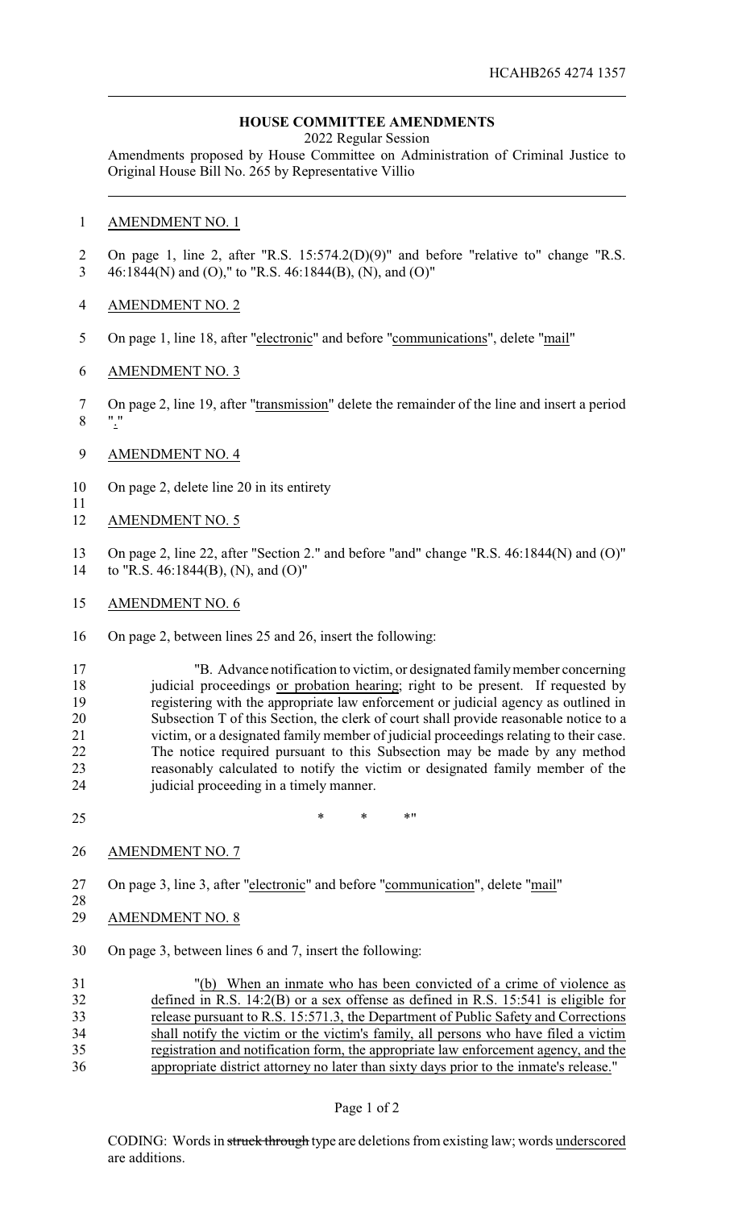HCAHB265 4274 1357

**HOUSE COMMITTEE AMENDMENTS**

2022 Regular Session

Amendments proposed by House Committee on Administration of Criminal Justice to Original House Bill No. 265 by Representative Villio

AMENDMENT NO. 1

On page 1, line 2, after "R.S. 15:574.2(D)(9)" and before "relative to" change "R.S. 46:1844(N) and (O)," to "R.S. 46:1844(B), (N), and (O)"

AMENDMENT NO. 2

On page 1, line 18, after "electronic" and before "communications", delete "mail"

AMENDMENT NO. 3

On page 2, line 19, after "transmission" delete the remainder of the line and insert a period "."

AMENDMENT NO. 4

On page 2, delete line 20 in its entirety

AMENDMENT NO. 5

On page 2, line 22, after "Section 2." and before "and" change "R.S. 46:1844(N) and (O)" to "R.S. 46:1844(B), (N), and (O)"

AMENDMENT NO. 6

On page 2, between lines 25 and 26, insert the following:

"B. Advance notification to victim, or designated family member concerning judicial proceedings or probation hearing; right to be present. If requested by registering with the appropriate law enforcement or judicial agency as outlined in Subsection T of this Section, the clerk of court shall provide reasonable notice to a victim, or a designated family member of judicial proceedings relating to their case. The notice required pursuant to this Subsection may be made by any method reasonably calculated to notify the victim or designated family member of the judicial proceeding in a timely manner.

\* \* \*"

AMENDMENT NO. 7

On page 3, line 3, after "electronic" and before "communication", delete "mail"

AMENDMENT NO. 8

On page 3, between lines 6 and 7, insert the following:

"(b) When an inmate who has been convicted of a crime of violence as defined in R.S. 14:2(B) or a sex offense as defined in R.S. 15:541 is eligible for release pursuant to R.S. 15:571.3, the Department of Public Safety and Corrections shall notify the victim or the victim's family, all persons who have filed a victim registration and notification form, the appropriate law enforcement agency, and the appropriate district attorney no later than sixty days prior to the inmate's release."

CODING: Words in ~~struck through~~ type are deletions from existing law; words underscored are additions.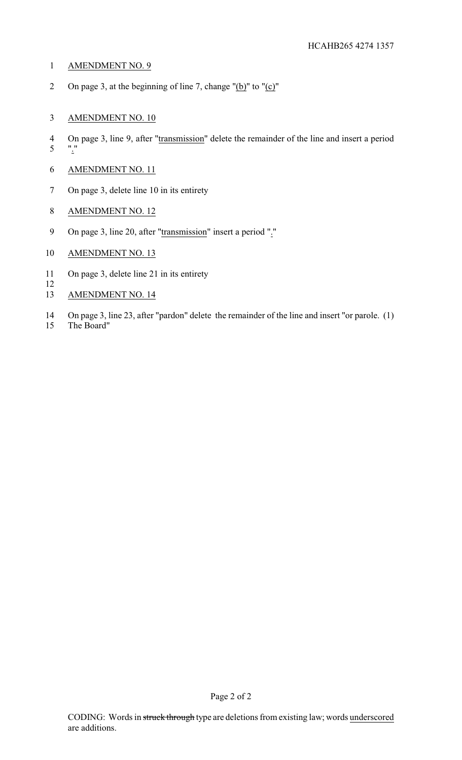AMENDMENT NO. 9

On page 3, at the beginning of line 7, change "(b)" to "(c)"

AMENDMENT NO. 10

On page 3, line 9, after "transmission" delete the remainder of the line and insert a period "."

AMENDMENT NO. 11

On page 3, delete line 10 in its entirety

AMENDMENT NO. 12

On page 3, line 20, after "transmission" insert a period "."

AMENDMENT NO. 13

On page 3, delete line 21 in its entirety

AMENDMENT NO. 14

On page 3, line 23, after "pardon" delete the remainder of the line and insert "or parole. (1) The Board"

CODING: Words in ~~struck through~~ type are deletions from existing law; words underscored are additions.